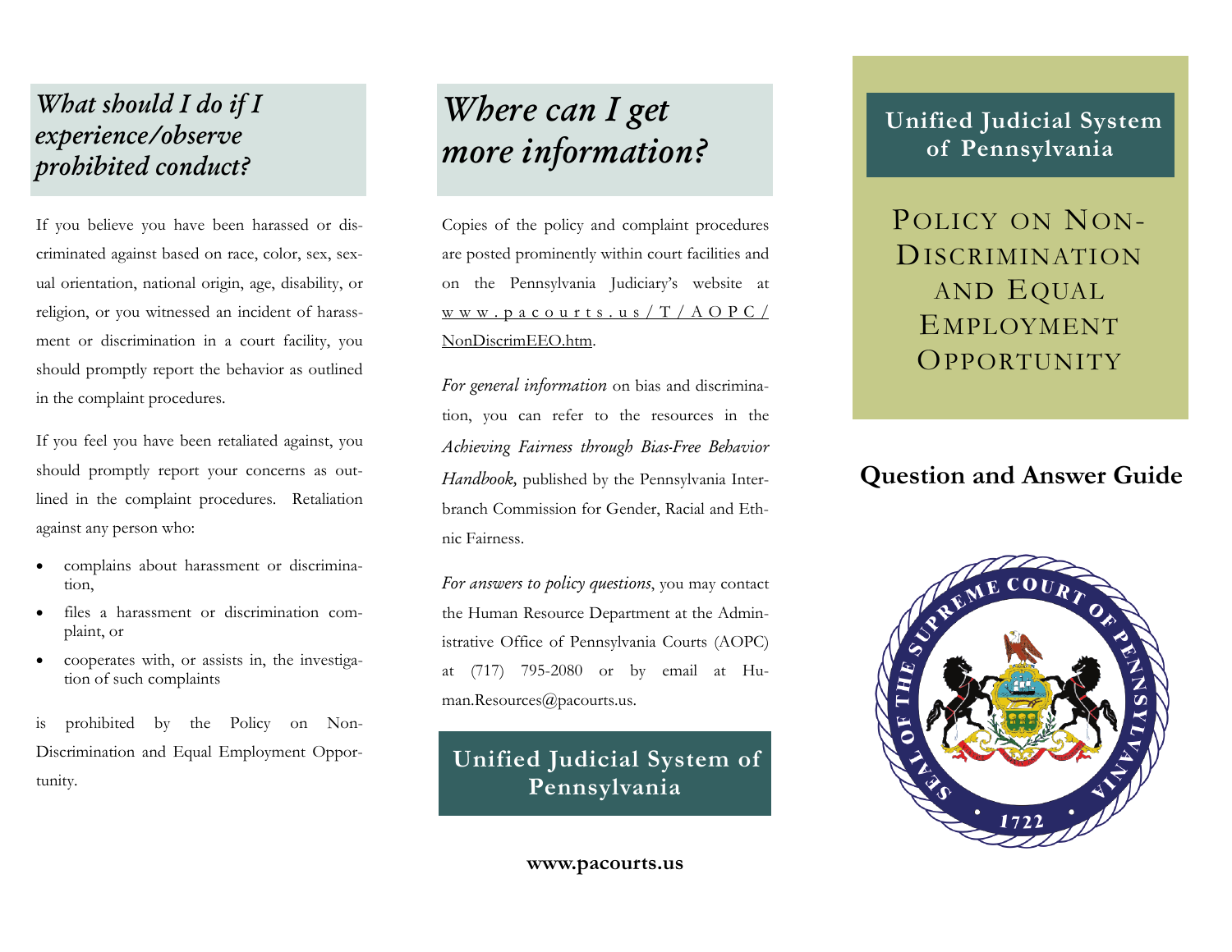## *What should I do if I experience/observe prohibited conduct?*

If you believe you have been harassed or discriminated against based on race, color, sex, sexual orientation, national origin, age, disability, or religion, or you witnessed an incident of harassment or discrimination in a court facility, you should promptly report the behavior as outlined in the complaint procedures.

If you feel you have been retaliated against, you should promptly report your concerns as outlined in the complaint procedures. Retaliation against any person who:

- complains about harassment or discrimination,
- files a harassment or discrimination complaint, or
- cooperates with, or assists in, the investigation of such complaints

is prohibited by the Policy on Non-Discrimination and Equal Employment Opportunity.

## *Where can I get more information?*

Copies of the policy and complaint procedures are posted prominently within court facilities and on the Pennsylvania Judiciary's website at www.pacourts.us/T/AOPC/NonDiscrimEEO.htm.

*For general information* on bias and discrimination, you can refer to the resources in the *Achieving Fairness through Bias-Free Behavior Handbook,* published by the Pennsylvania Interbranch Commission for Gender, Racial and Ethnic Fairness.

*For answers to policy questions*, you may contact the Human Resource Department at the Administrative Office of Pennsylvania Courts (AOPC) at (717) 795-2080 or by email at Human.Resources@pacourts.us.

**Unified Judicial System of Pennsylvania**

**www.pacourts.us**

**Unified Judicial System of Pennsylvania**

# POLICY ON NON-DISCRIMINATION AND EQUAL EMPLOYMENT OPPORTUNITY

## Question and Answer Guide

SEAL OF THE SUPREME COURT OF PENNSYLVANIA • 1722 •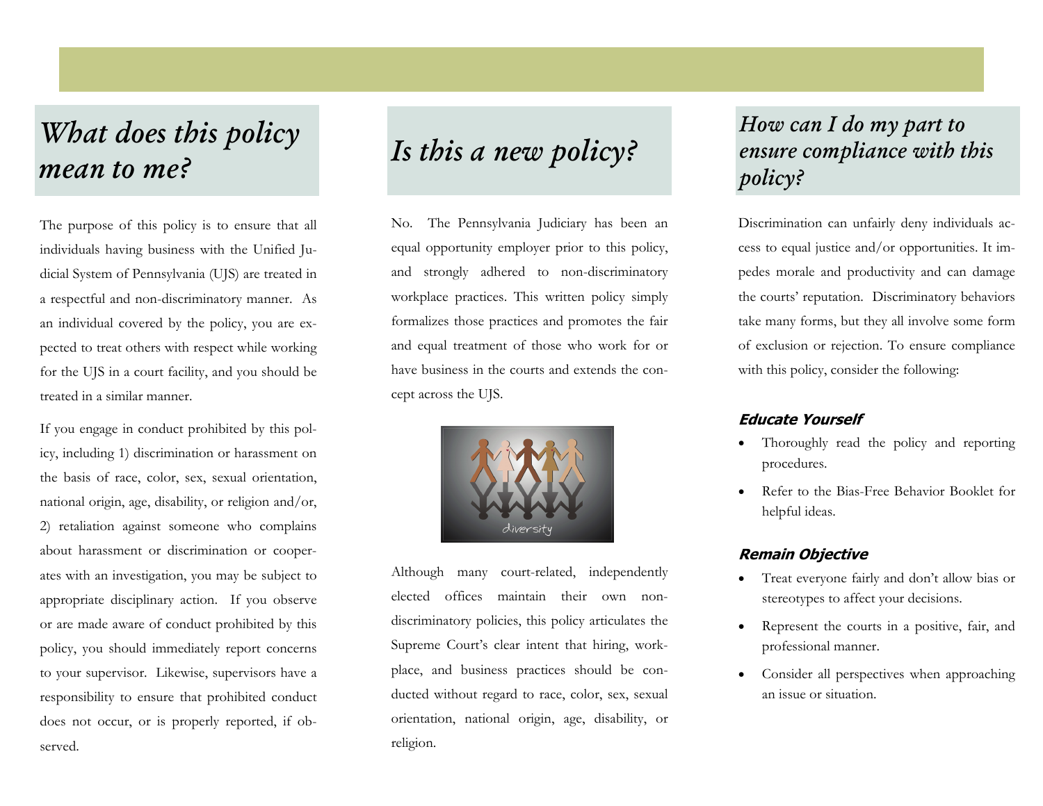## *What does this policy mean to me?*

The purpose of this policy is to ensure that all individuals having business with the Unified Judicial System of Pennsylvania (UJS) are treated in a respectful and non-discriminatory manner. As an individual covered by the policy, you are expected to treat others with respect while working for the UJS in a court facility, and you should be treated in a similar manner.

If you engage in conduct prohibited by this policy, including 1) discrimination or harassment on the basis of race, color, sex, sexual orientation, national origin, age, disability, or religion and/or, 2) retaliation against someone who complains about harassment or discrimination or cooperates with an investigation, you may be subject to appropriate disciplinary action. If you observe or are made aware of conduct prohibited by this policy, you should immediately report concerns to your supervisor. Likewise, supervisors have a responsibility to ensure that prohibited conduct does not occur, or is properly reported, if observed.

## *Is this a new policy?*

No. The Pennsylvania Judiciary has been an equal opportunity employer prior to this policy, and strongly adhered to non-discriminatory workplace practices. This written policy simply formalizes those practices and promotes the fair and equal treatment of those who work for or have business in the courts and extends the concept across the UJS.

Although many court-related, independently elected offices maintain their own non-discriminatory policies, this policy articulates the Supreme Court's clear intent that hiring, workplace, and business practices should be conducted without regard to race, color, sex, sexual orientation, national origin, age, disability, or religion.

## *How can I do my part to ensure compliance with this policy?*

Discrimination can unfairly deny individuals access to equal justice and/or opportunities. It impedes morale and productivity and can damage the courts' reputation. Discriminatory behaviors take many forms, but they all involve some form of exclusion or rejection. To ensure compliance with this policy, consider the following:

### *Educate Yourself*

- Thoroughly read the policy and reporting procedures.
- Refer to the Bias-Free Behavior Booklet for helpful ideas.

### *Remain Objective*

- Treat everyone fairly and don't allow bias or stereotypes to affect your decisions.
- Represent the courts in a positive, fair, and professional manner.
- Consider all perspectives when approaching an issue or situation.